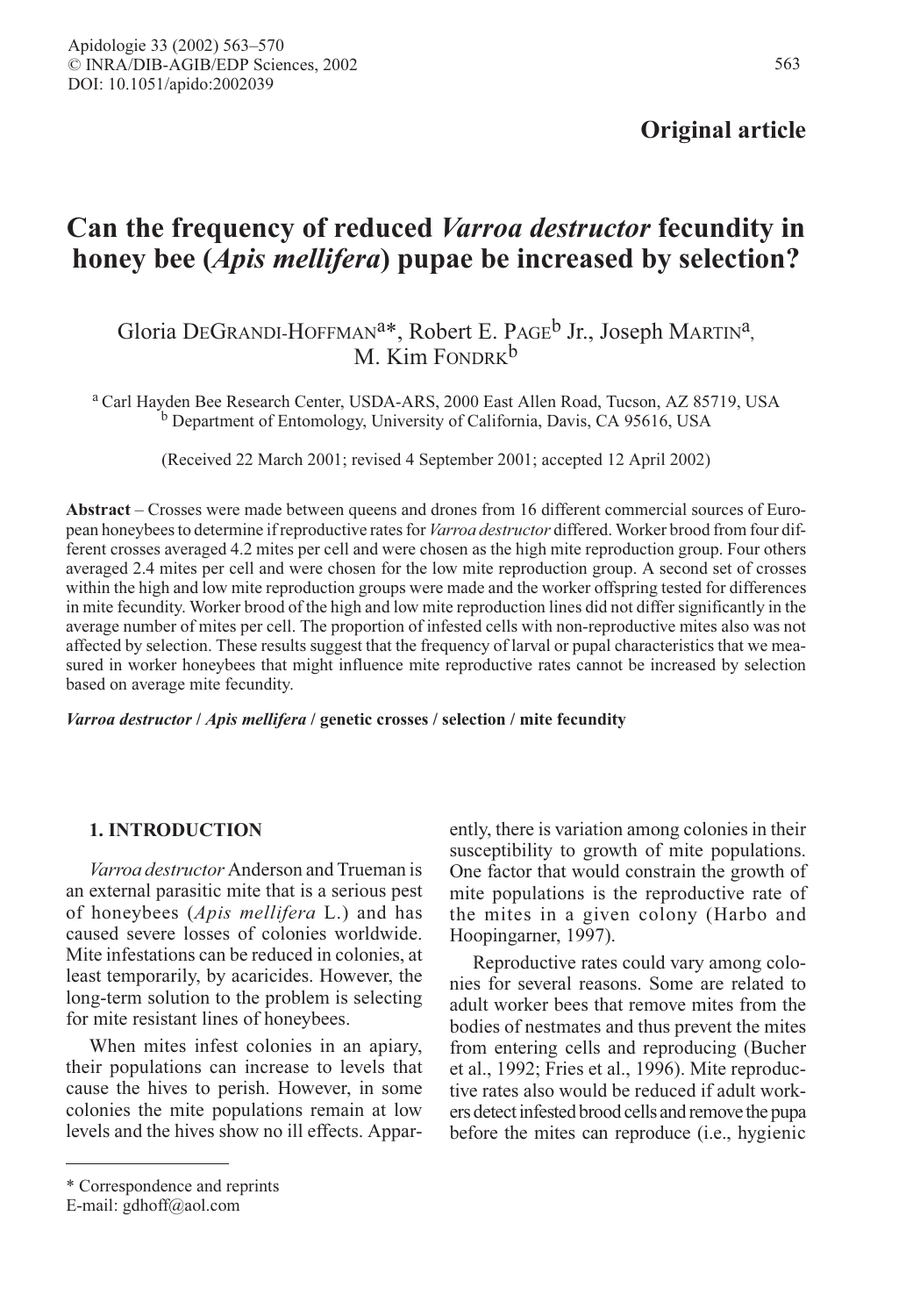Original article

# Can the frequency of reduced *Varroa destructor* fecundity in honey bee (*Apis mellifera*) pupae be increased by selection?

Gloria DeGrandi-Hoffman[a]*, Robert E. Page[b] Jr., Joseph Martin[a], M. Kim Fondrk[b]

[a] Carl Hayden Bee Research Center, USDA-ARS, 2000 East Allen Road, Tucson, AZ 85719, USA
[b] Department of Entomology, University of California, Davis, CA 95616, USA

(Received 22 March 2001; revised 4 September 2001; accepted 12 April 2002)

**Abstract** – Crosses were made between queens and drones from 16 different commercial sources of European honeybees to determine if reproductive rates for *Varroa destructor* differed. Worker brood from four different crosses averaged 4.2 mites per cell and were chosen as the high mite reproduction group. Four others averaged 2.4 mites per cell and were chosen for the low mite reproduction group. A second set of crosses within the high and low mite reproduction groups were made and the worker offspring tested for differences in mite fecundity. Worker brood of the high and low mite reproduction lines did not differ significantly in the average number of mites per cell. The proportion of infested cells with non-reproductive mites also was not affected by selection. These results suggest that the frequency of larval or pupal characteristics that we measured in worker honeybees that might influence mite reproductive rates cannot be increased by selection based on average mite fecundity.

***Varroa destructor* / *Apis mellifera* / genetic crosses / selection / mite fecundity**

## 1. INTRODUCTION

*Varroa destructor* Anderson and Trueman is an external parasitic mite that is a serious pest of honeybees (*Apis mellifera* L.) and has caused severe losses of colonies worldwide. Mite infestations can be reduced in colonies, at least temporarily, by acaricides. However, the long-term solution to the problem is selecting for mite resistant lines of honeybees.

When mites infest colonies in an apiary, their populations can increase to levels that cause the hives to perish. However, in some colonies the mite populations remain at low levels and the hives show no ill effects. Apparently, there is variation among colonies in their susceptibility to growth of mite populations. One factor that would constrain the growth of mite populations is the reproductive rate of the mites in a given colony (Harbo and Hoopingarner, 1997).

Reproductive rates could vary among colonies for several reasons. Some are related to adult worker bees that remove mites from the bodies of nestmates and thus prevent the mites from entering cells and reproducing (Bucher et al., 1992; Fries et al., 1996). Mite reproductive rates also would be reduced if adult workers detect infested brood cells and remove the pupa before the mites can reproduce (i.e., hygienic

* Correspondence and reprints
E-mail: gdhoff@aol.com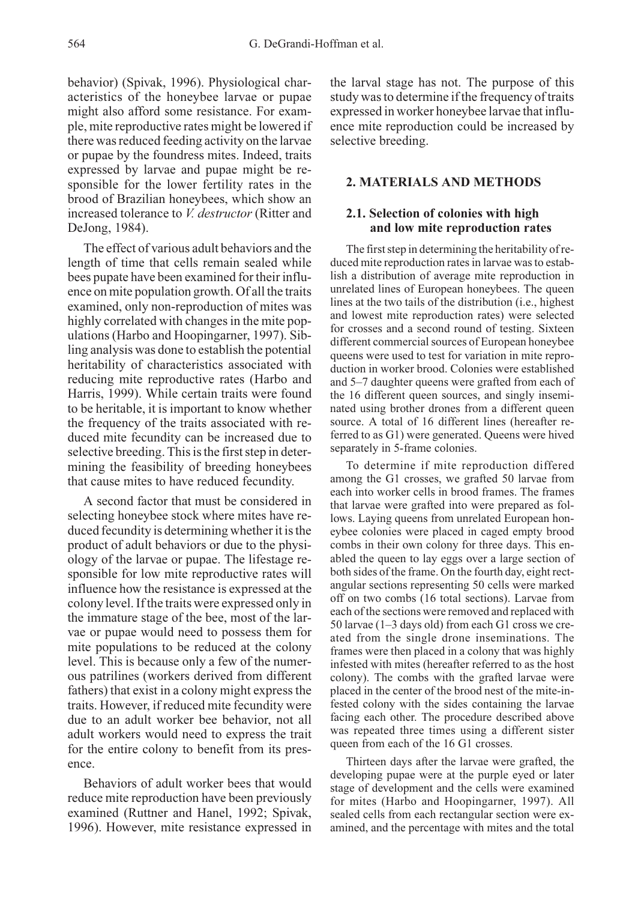behavior) (Spivak, 1996). Physiological characteristics of the honeybee larvae or pupae might also afford some resistance. For example, mite reproductive rates might be lowered if there was reduced feeding activity on the larvae or pupae by the foundress mites. Indeed, traits expressed by larvae and pupae might be responsible for the lower fertility rates in the brood of Brazilian honeybees, which show an increased tolerance to *V. destructor* (Ritter and DeJong, 1984).

The effect of various adult behaviors and the length of time that cells remain sealed while bees pupate have been examined for their influence on mite population growth. Of all the traits examined, only non-reproduction of mites was highly correlated with changes in the mite populations (Harbo and Hoopingarner, 1997). Sibling analysis was done to establish the potential heritability of characteristics associated with reducing mite reproductive rates (Harbo and Harris, 1999). While certain traits were found to be heritable, it is important to know whether the frequency of the traits associated with reduced mite fecundity can be increased due to selective breeding. This is the first step in determining the feasibility of breeding honeybees that cause mites to have reduced fecundity.

A second factor that must be considered in selecting honeybee stock where mites have reduced fecundity is determining whether it is the product of adult behaviors or due to the physiology of the larvae or pupae. The lifestage responsible for low mite reproductive rates will influence how the resistance is expressed at the colony level. If the traits were expressed only in the immature stage of the bee, most of the larvae or pupae would need to possess them for mite populations to be reduced at the colony level. This is because only a few of the numerous patrilines (workers derived from different fathers) that exist in a colony might express the traits. However, if reduced mite fecundity were due to an adult worker bee behavior, not all adult workers would need to express the trait for the entire colony to benefit from its presence.

Behaviors of adult worker bees that would reduce mite reproduction have been previously examined (Ruttner and Hanel, 1992; Spivak, 1996). However, mite resistance expressed in the larval stage has not. The purpose of this study was to determine if the frequency of traits expressed in worker honeybee larvae that influence mite reproduction could be increased by selective breeding.

## 2. MATERIALS AND METHODS

### 2.1. Selection of colonies with high and low mite reproduction rates

The first step in determining the heritability of reduced mite reproduction rates in larvae was to establish a distribution of average mite reproduction in unrelated lines of European honeybees. The queen lines at the two tails of the distribution (i.e., highest and lowest mite reproduction rates) were selected for crosses and a second round of testing. Sixteen different commercial sources of European honeybee queens were used to test for variation in mite reproduction in worker brood. Colonies were established and 5–7 daughter queens were grafted from each of the 16 different queen sources, and singly inseminated using brother drones from a different queen source. A total of 16 different lines (hereafter referred to as G1) were generated. Queens were hived separately in 5-frame colonies.

To determine if mite reproduction differed among the G1 crosses, we grafted 50 larvae from each into worker cells in brood frames. The frames that larvae were grafted into were prepared as follows. Laying queens from unrelated European honeybee colonies were placed in caged empty brood combs in their own colony for three days. This enabled the queen to lay eggs over a large section of both sides of the frame. On the fourth day, eight rectangular sections representing 50 cells were marked off on two combs (16 total sections). Larvae from each of the sections were removed and replaced with 50 larvae (1–3 days old) from each G1 cross we created from the single drone inseminations. The frames were then placed in a colony that was highly infested with mites (hereafter referred to as the host colony). The combs with the grafted larvae were placed in the center of the brood nest of the mite-infested colony with the sides containing the larvae facing each other. The procedure described above was repeated three times using a different sister queen from each of the 16 G1 crosses.

Thirteen days after the larvae were grafted, the developing pupae were at the purple eyed or later stage of development and the cells were examined for mites (Harbo and Hoopingarner, 1997). All sealed cells from each rectangular section were examined, and the percentage with mites and the total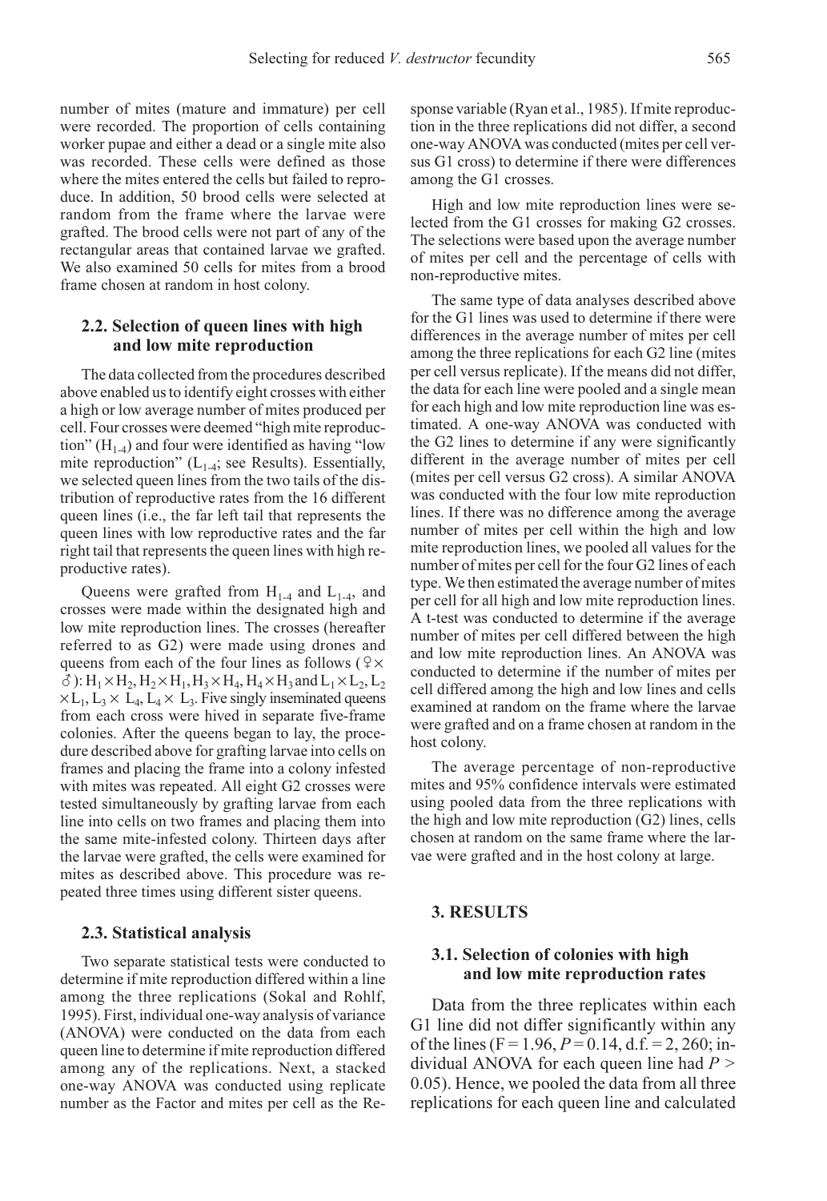number of mites (mature and immature) per cell were recorded. The proportion of cells containing worker pupae and either a dead or a single mite also was recorded. These cells were defined as those where the mites entered the cells but failed to reproduce. In addition, 50 brood cells were selected at random from the frame where the larvae were grafted. The brood cells were not part of any of the rectangular areas that contained larvae we grafted. We also examined 50 cells for mites from a brood frame chosen at random in host colony.

## 2.2. Selection of queen lines with high and low mite reproduction

The data collected from the procedures described above enabled us to identify eight crosses with either a high or low average number of mites produced per cell. Four crosses were deemed "high mite reproduction" ($H_{1-4}$) and four were identified as having "low mite reproduction" ($L_{1-4}$; see Results). Essentially, we selected queen lines from the two tails of the distribution of reproductive rates from the 16 different queen lines (i.e., the far left tail that represents the queen lines with low reproductive rates and the far right tail that represents the queen lines with high reproductive rates).

Queens were grafted from $H_{1-4}$ and $L_{1-4}$, and crosses were made within the designated high and low mite reproduction lines. The crosses (hereafter referred to as G2) were made using drones and queens from each of the four lines as follows (♀× ♂): $H_1 \times H_2$, $H_2 \times H_1$, $H_3 \times H_4$, $H_4 \times H_3$ and $L_1 \times L_2$, $L_2 \times L_1$, $L_3 \times L_4$, $L_4 \times L_3$. Five singly inseminated queens from each cross were hived in separate five-frame colonies. After the queens began to lay, the procedure described above for grafting larvae into cells on frames and placing the frame into a colony infested with mites was repeated. All eight G2 crosses were tested simultaneously by grafting larvae from each line into cells on two frames and placing them into the same mite-infested colony. Thirteen days after the larvae were grafted, the cells were examined for mites as described above. This procedure was repeated three times using different sister queens.

## 2.3. Statistical analysis

Two separate statistical tests were conducted to determine if mite reproduction differed within a line among the three replications (Sokal and Rohlf, 1995). First, individual one-way analysis of variance (ANOVA) were conducted on the data from each queen line to determine if mite reproduction differed among any of the replications. Next, a stacked one-way ANOVA was conducted using replicate number as the Factor and mites per cell as the Response variable (Ryan et al., 1985). If mite reproduction in the three replications did not differ, a second one-way ANOVA was conducted (mites per cell versus G1 cross) to determine if there were differences among the G1 crosses.

High and low mite reproduction lines were selected from the G1 crosses for making G2 crosses. The selections were based upon the average number of mites per cell and the percentage of cells with non-reproductive mites.

The same type of data analyses described above for the G1 lines was used to determine if there were differences in the average number of mites per cell among the three replications for each G2 line (mites per cell versus replicate). If the means did not differ, the data for each line were pooled and a single mean for each high and low mite reproduction line was estimated. A one-way ANOVA was conducted with the G2 lines to determine if any were significantly different in the average number of mites per cell (mites per cell versus G2 cross). A similar ANOVA was conducted with the four low mite reproduction lines. If there was no difference among the average number of mites per cell within the high and low mite reproduction lines, we pooled all values for the number of mites per cell for the four G2 lines of each type. We then estimated the average number of mites per cell for all high and low mite reproduction lines. A t-test was conducted to determine if the average number of mites per cell differed between the high and low mite reproduction lines. An ANOVA was conducted to determine if the number of mites per cell differed among the high and low lines and cells examined at random on the frame where the larvae were grafted and on a frame chosen at random in the host colony.

The average percentage of non-reproductive mites and 95% confidence intervals were estimated using pooled data from the three replications with the high and low mite reproduction (G2) lines, cells chosen at random on the same frame where the larvae were grafted and in the host colony at large.

# 3. RESULTS

## 3.1. Selection of colonies with high and low mite reproduction rates

Data from the three replicates within each G1 line did not differ significantly within any of the lines ($F = 1.96$, $P = 0.14$, d.f. = 2, 260; individual ANOVA for each queen line had $P > 0.05$). Hence, we pooled the data from all three replications for each queen line and calculated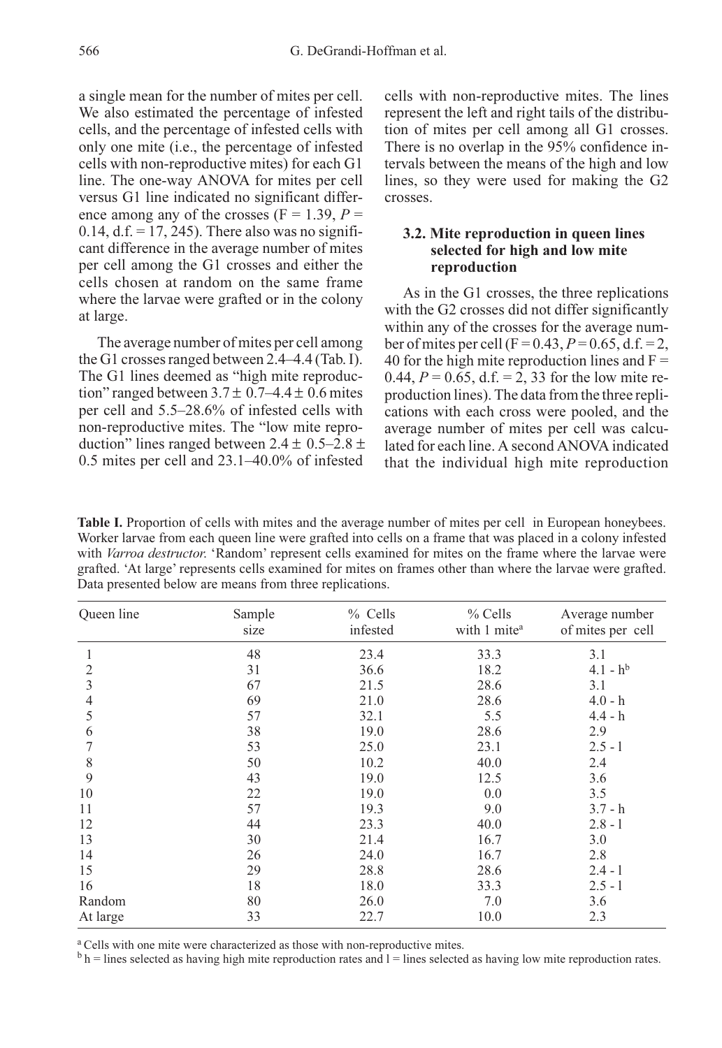a single mean for the number of mites per cell. We also estimated the percentage of infested cells, and the percentage of infested cells with only one mite (i.e., the percentage of infested cells with non-reproductive mites) for each G1 line. The one-way ANOVA for mites per cell versus G1 line indicated no significant difference among any of the crosses (F = 1.39, $P$ = 0.14, d.f. = 17, 245). There also was no significant difference in the average number of mites per cell among the G1 crosses and either the cells chosen at random on the same frame where the larvae were grafted or in the colony at large.

The average number of mites per cell among the G1 crosses ranged between 2.4–4.4 (Tab. I). The G1 lines deemed as "high mite reproduction" ranged between 3.7 ± 0.7–4.4 ± 0.6 mites per cell and 5.5–28.6% of infested cells with non-reproductive mites. The "low mite reproduction" lines ranged between 2.4 ± 0.5–2.8 ± 0.5 mites per cell and 23.1–40.0% of infested cells with non-reproductive mites. The lines represent the left and right tails of the distribution of mites per cell among all G1 crosses. There is no overlap in the 95% confidence intervals between the means of the high and low lines, so they were used for making the G2 crosses.

### 3.2. Mite reproduction in queen lines selected for high and low mite reproduction

As in the G1 crosses, the three replications with the G2 crosses did not differ significantly within any of the crosses for the average number of mites per cell (F = 0.43, $P$ = 0.65, d.f. = 2, 40 for the high mite reproduction lines and F = 0.44, $P$ = 0.65, d.f. = 2, 33 for the low mite reproduction lines). The data from the three replications with each cross were pooled, and the average number of mites per cell was calculated for each line. A second ANOVA indicated that the individual high mite reproduction

**Table I.** Proportion of cells with mites and the average number of mites per cell in European honeybees. Worker larvae from each queen line were grafted into cells on a frame that was placed in a colony infested with *Varroa destructor*. 'Random' represent cells examined for mites on the frame where the larvae were grafted. 'At large' represents cells examined for mites on frames other than where the larvae were grafted. Data presented below are means from three replications.

| Queen line | Sample size | % Cells infested | % Cells with 1 mite[a] | Average number of mites per cell |
|---|---|---|---|---|
| 1 | 48 | 23.4 | 33.3 | 3.1 |
| 2 | 31 | 36.6 | 18.2 | 4.1 - h[b] |
| 3 | 67 | 21.5 | 28.6 | 3.1 |
| 4 | 69 | 21.0 | 28.6 | 4.0 - h |
| 5 | 57 | 32.1 | 5.5 | 4.4 - h |
| 6 | 38 | 19.0 | 28.6 | 2.9 |
| 7 | 53 | 25.0 | 23.1 | 2.5 - l |
| 8 | 50 | 10.2 | 40.0 | 2.4 |
| 9 | 43 | 19.0 | 12.5 | 3.6 |
| 10 | 22 | 19.0 | 0.0 | 3.5 |
| 11 | 57 | 19.3 | 9.0 | 3.7 - h |
| 12 | 44 | 23.3 | 40.0 | 2.8 - l |
| 13 | 30 | 21.4 | 16.7 | 3.0 |
| 14 | 26 | 24.0 | 16.7 | 2.8 |
| 15 | 29 | 28.8 | 28.6 | 2.4 - l |
| 16 | 18 | 18.0 | 33.3 | 2.5 - l |
| Random | 80 | 26.0 | 7.0 | 3.6 |
| At large | 33 | 22.7 | 10.0 | 2.3 |

[a] Cells with one mite were characterized as those with non-reproductive mites.
[b] h = lines selected as having high mite reproduction rates and l = lines selected as having low mite reproduction rates.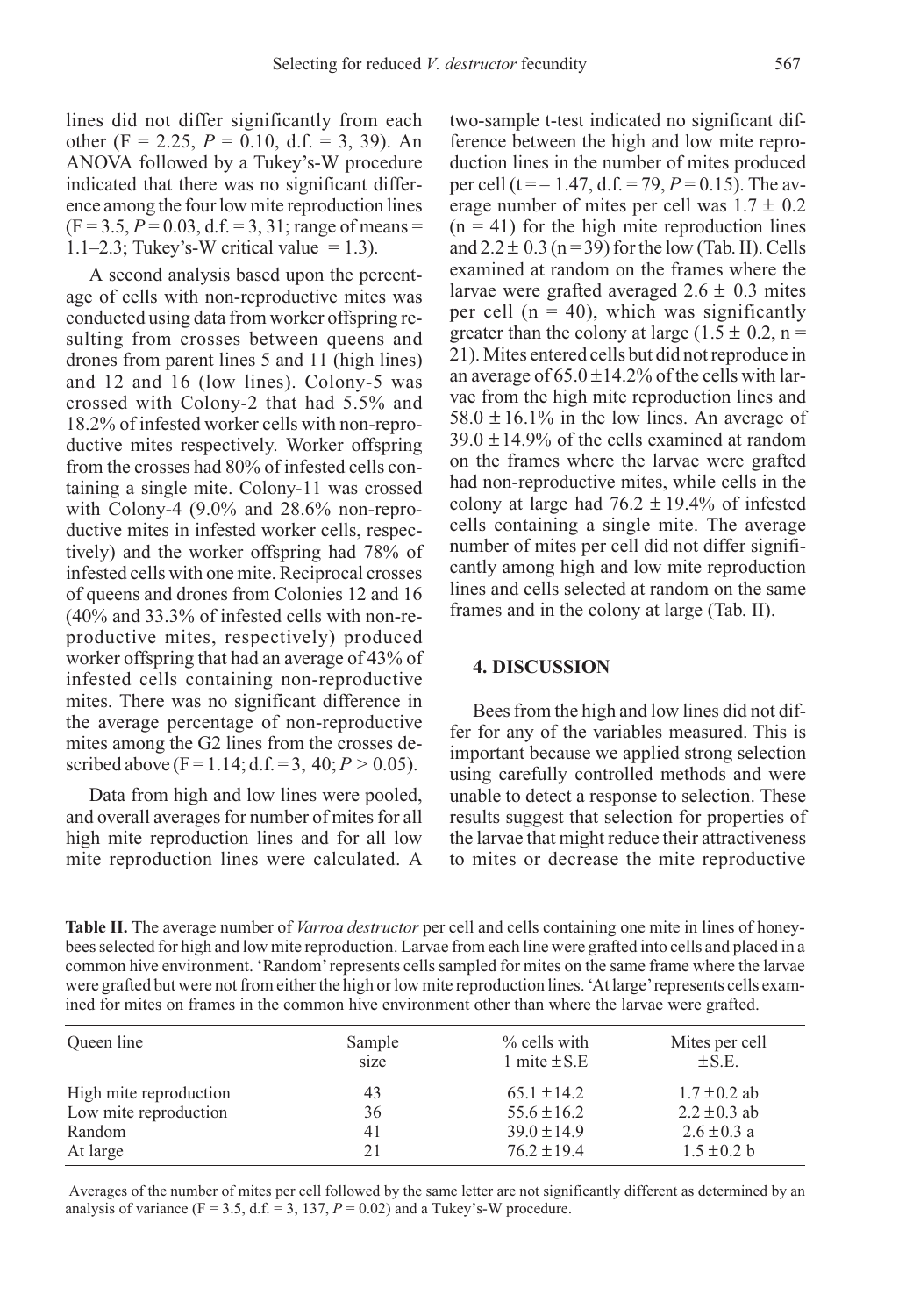lines did not differ significantly from each other ($F = 2.25$, $P = 0.10$, d.f. = 3, 39). An ANOVA followed by a Tukey's-W procedure indicated that there was no significant difference among the four low mite reproduction lines ($F = 3.5$, $P = 0.03$, d.f. = 3, 31; range of means = 1.1–2.3; Tukey's-W critical value = 1.3).

A second analysis based upon the percentage of cells with non-reproductive mites was conducted using data from worker offspring resulting from crosses between queens and drones from parent lines 5 and 11 (high lines) and 12 and 16 (low lines). Colony-5 was crossed with Colony-2 that had 5.5% and 18.2% of infested worker cells with non-reproductive mites respectively. Worker offspring from the crosses had 80% of infested cells containing a single mite. Colony-11 was crossed with Colony-4 (9.0% and 28.6% non-reproductive mites in infested worker cells, respectively) and the worker offspring had 78% of infested cells with one mite. Reciprocal crosses of queens and drones from Colonies 12 and 16 (40% and 33.3% of infested cells with non-reproductive mites, respectively) produced worker offspring that had an average of 43% of infested cells containing non-reproductive mites. There was no significant difference in the average percentage of non-reproductive mites among the G2 lines from the crosses described above ($F = 1.14$; d.f. = 3, 40; $P > 0.05$).

Data from high and low lines were pooled, and overall averages for number of mites for all high mite reproduction lines and for all low mite reproduction lines were calculated. A two-sample t-test indicated no significant difference between the high and low mite reproduction lines in the number of mites produced per cell ($t = -1.47$, d.f. = 79, $P = 0.15$). The average number of mites per cell was $1.7 \pm 0.2$ ($n = 41$) for the high mite reproduction lines and $2.2 \pm 0.3$ ($n = 39$) for the low (Tab. II). Cells examined at random on the frames where the larvae were grafted averaged $2.6 \pm 0.3$ mites per cell ($n = 40$), which was significantly greater than the colony at large ($1.5 \pm 0.2$, $n = 21$). Mites entered cells but did not reproduce in an average of $65.0 \pm 14.2$% of the cells with larvae from the high mite reproduction lines and $58.0 \pm 16.1$% in the low lines. An average of $39.0 \pm 14.9$% of the cells examined at random on the frames where the larvae were grafted had non-reproductive mites, while cells in the colony at large had $76.2 \pm 19.4$% of infested cells containing a single mite. The average number of mites per cell did not differ significantly among high and low mite reproduction lines and cells selected at random on the same frames and in the colony at large (Tab. II).

## 4. DISCUSSION

Bees from the high and low lines did not differ for any of the variables measured. This is important because we applied strong selection using carefully controlled methods and were unable to detect a response to selection. These results suggest that selection for properties of the larvae that might reduce their attractiveness to mites or decrease the mite reproductive

**Table II.** The average number of *Varroa destructor* per cell and cells containing one mite in lines of honeybees selected for high and low mite reproduction. Larvae from each line were grafted into cells and placed in a common hive environment. 'Random' represents cells sampled for mites on the same frame where the larvae were grafted but were not from either the high or low mite reproduction lines. 'At large' represents cells examined for mites on frames in the common hive environment other than where the larvae were grafted.

| Queen line | Sample size | % cells with 1 mite ±S.E | Mites per cell ±S.E. |
|---|---|---|---|
| High mite reproduction | 43 | 65.1 ±14.2 | 1.7 ±0.2 ab |
| Low mite reproduction | 36 | 55.6 ±16.2 | 2.2 ±0.3 ab |
| Random | 41 | 39.0 ±14.9 | 2.6 ±0.3 a |
| At large | 21 | 76.2 ±19.4 | 1.5 ±0.2 b |

Averages of the number of mites per cell followed by the same letter are not significantly different as determined by an analysis of variance ($F = 3.5$, d.f. = 3, 137, $P = 0.02$) and a Tukey's-W procedure.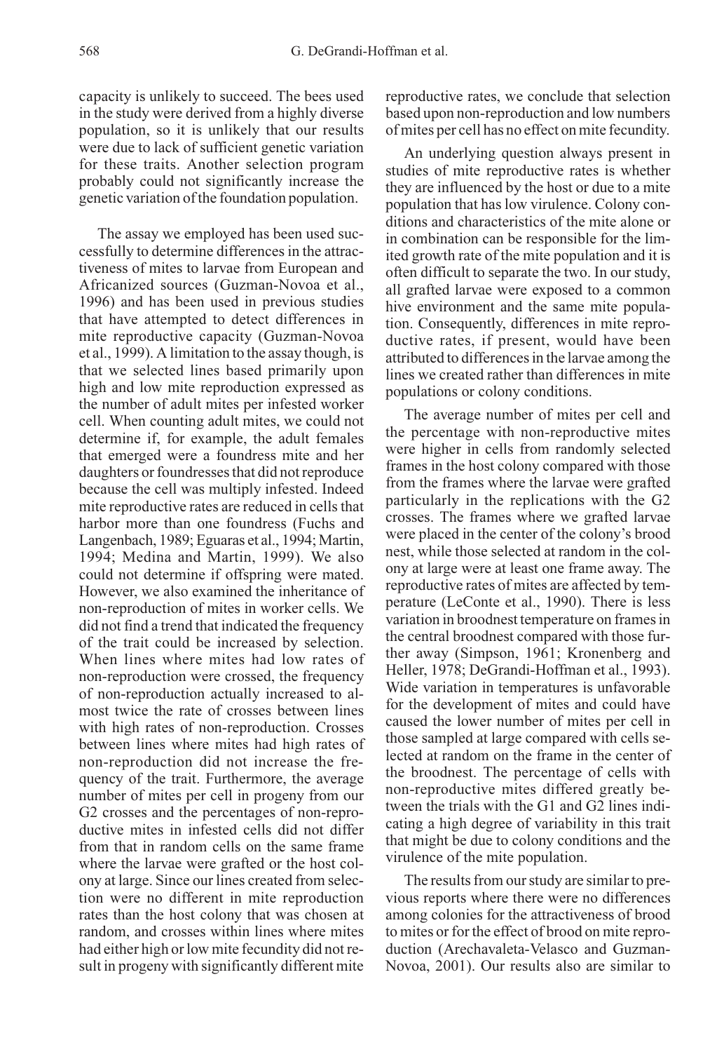capacity is unlikely to succeed. The bees used in the study were derived from a highly diverse population, so it is unlikely that our results were due to lack of sufficient genetic variation for these traits. Another selection program probably could not significantly increase the genetic variation of the foundation population.

The assay we employed has been used successfully to determine differences in the attractiveness of mites to larvae from European and Africanized sources (Guzman-Novoa et al., 1996) and has been used in previous studies that have attempted to detect differences in mite reproductive capacity (Guzman-Novoa et al., 1999). A limitation to the assay though, is that we selected lines based primarily upon high and low mite reproduction expressed as the number of adult mites per infested worker cell. When counting adult mites, we could not determine if, for example, the adult females that emerged were a foundress mite and her daughters or foundresses that did not reproduce because the cell was multiply infested. Indeed mite reproductive rates are reduced in cells that harbor more than one foundress (Fuchs and Langenbach, 1989; Eguaras et al., 1994; Martin, 1994; Medina and Martin, 1999). We also could not determine if offspring were mated. However, we also examined the inheritance of non-reproduction of mites in worker cells. We did not find a trend that indicated the frequency of the trait could be increased by selection. When lines where mites had low rates of non-reproduction were crossed, the frequency of non-reproduction actually increased to almost twice the rate of crosses between lines with high rates of non-reproduction. Crosses between lines where mites had high rates of non-reproduction did not increase the frequency of the trait. Furthermore, the average number of mites per cell in progeny from our G2 crosses and the percentages of non-reproductive mites in infested cells did not differ from that in random cells on the same frame where the larvae were grafted or the host colony at large. Since our lines created from selection were no different in mite reproduction rates than the host colony that was chosen at random, and crosses within lines where mites had either high or low mite fecundity did not result in progeny with significantly different mite reproductive rates, we conclude that selection based upon non-reproduction and low numbers of mites per cell has no effect on mite fecundity.

An underlying question always present in studies of mite reproductive rates is whether they are influenced by the host or due to a mite population that has low virulence. Colony conditions and characteristics of the mite alone or in combination can be responsible for the limited growth rate of the mite population and it is often difficult to separate the two. In our study, all grafted larvae were exposed to a common hive environment and the same mite population. Consequently, differences in mite reproductive rates, if present, would have been attributed to differences in the larvae among the lines we created rather than differences in mite populations or colony conditions.

The average number of mites per cell and the percentage with non-reproductive mites were higher in cells from randomly selected frames in the host colony compared with those from the frames where the larvae were grafted particularly in the replications with the G2 crosses. The frames where we grafted larvae were placed in the center of the colony's brood nest, while those selected at random in the colony at large were at least one frame away. The reproductive rates of mites are affected by temperature (LeConte et al., 1990). There is less variation in broodnest temperature on frames in the central broodnest compared with those further away (Simpson, 1961; Kronenberg and Heller, 1978; DeGrandi-Hoffman et al., 1993). Wide variation in temperatures is unfavorable for the development of mites and could have caused the lower number of mites per cell in those sampled at large compared with cells selected at random on the frame in the center of the broodnest. The percentage of cells with non-reproductive mites differed greatly between the trials with the G1 and G2 lines indicating a high degree of variability in this trait that might be due to colony conditions and the virulence of the mite population.

The results from our study are similar to previous reports where there were no differences among colonies for the attractiveness of brood to mites or for the effect of brood on mite reproduction (Arechavaleta-Velasco and Guzman-Novoa, 2001). Our results also are similar to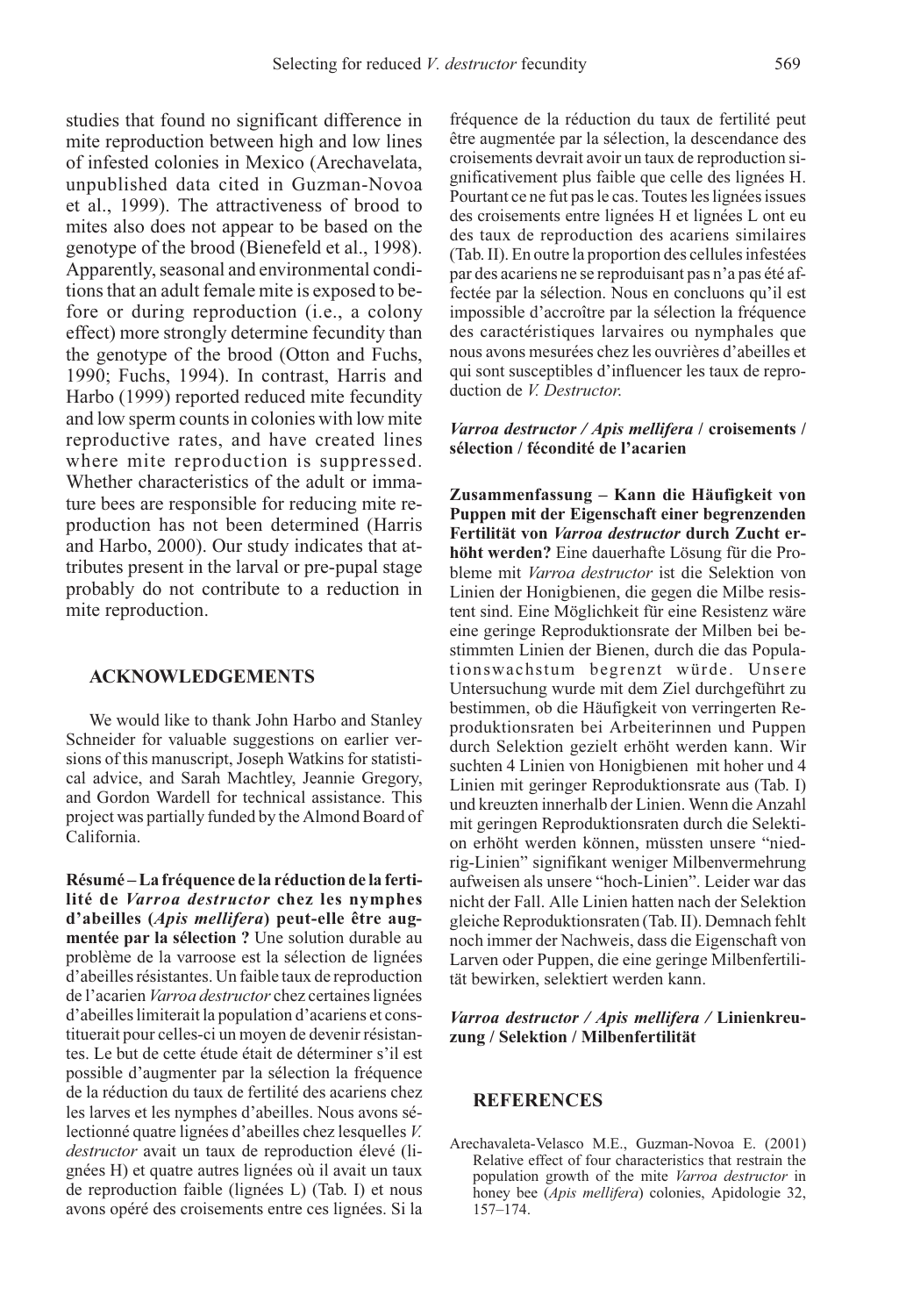studies that found no significant difference in mite reproduction between high and low lines of infested colonies in Mexico (Arechavelata, unpublished data cited in Guzman-Novoa et al., 1999). The attractiveness of brood to mites also does not appear to be based on the genotype of the brood (Bienefeld et al., 1998). Apparently, seasonal and environmental conditions that an adult female mite is exposed to before or during reproduction (i.e., a colony effect) more strongly determine fecundity than the genotype of the brood (Otton and Fuchs, 1990; Fuchs, 1994). In contrast, Harris and Harbo (1999) reported reduced mite fecundity and low sperm counts in colonies with low mite reproductive rates, and have created lines where mite reproduction is suppressed. Whether characteristics of the adult or immature bees are responsible for reducing mite reproduction has not been determined (Harris and Harbo, 2000). Our study indicates that attributes present in the larval or pre-pupal stage probably do not contribute to a reduction in mite reproduction.

## ACKNOWLEDGEMENTS

We would like to thank John Harbo and Stanley Schneider for valuable suggestions on earlier versions of this manuscript, Joseph Watkins for statistical advice, and Sarah Machtley, Jeannie Gregory, and Gordon Wardell for technical assistance. This project was partially funded by the Almond Board of California.

**Résumé – La fréquence de la réduction de la fertilité de *Varroa destructor* chez les nymphes d'abeilles (*Apis mellifera*) peut-elle être augmentée par la sélection ?** Une solution durable au problème de la varroose est la sélection de lignées d'abeilles résistantes. Un faible taux de reproduction de l'acarien *Varroa destructor* chez certaines lignées d'abeilles limiterait la population d'acariens et constituerait pour celles-ci un moyen de devenir résistantes. Le but de cette étude était de déterminer s'il est possible d'augmenter par la sélection la fréquence de la réduction du taux de fertilité des acariens chez les larves et les nymphes d'abeilles. Nous avons sélectionné quatre lignées d'abeilles chez lesquelles *V. destructor* avait un taux de reproduction élevé (lignées H) et quatre autres lignées où il avait un taux de reproduction faible (lignées L) (Tab. I) et nous avons opéré des croisements entre ces lignées. Si la fréquence de la réduction du taux de fertilité peut être augmentée par la sélection, la descendance des croisements devrait avoir un taux de reproduction significativement plus faible que celle des lignées H. Pourtant ce ne fut pas le cas. Toutes les lignées issues des croisements entre lignées H et lignées L ont eu des taux de reproduction des acariens similaires (Tab. II). En outre la proportion des cellules infestées par des acariens ne se reproduisant pas n'a pas été affectée par la sélection. Nous en concluons qu'il est impossible d'accroître par la sélection la fréquence des caractéristiques larvaires ou nymphales que nous avons mesurées chez les ouvrières d'abeilles et qui sont susceptibles d'influencer les taux de reproduction de *V. Destructor*.

***Varroa destructor / Apis mellifera* / croisements / sélection / fécondité de l'acarien**

**Zusammenfassung – Kann die Häufigkeit von Puppen mit der Eigenschaft einer begrenzenden Fertilität von *Varroa destructor* durch Zucht erhöht werden?** Eine dauerhafte Lösung für die Probleme mit *Varroa destructor* ist die Selektion von Linien der Honigbienen, die gegen die Milbe resistent sind. Eine Möglichkeit für eine Resistenz wäre eine geringe Reproduktionsrate der Milben bei bestimmten Linien der Bienen, durch die das Populationswachstum begrenzt würde. Unsere Untersuchung wurde mit dem Ziel durchgeführt zu bestimmen, ob die Häufigkeit von verringerten Reproduktionsraten bei Arbeiterinnen und Puppen durch Selektion gezielt erhöht werden kann. Wir suchten 4 Linien von Honigbienen mit hoher und 4 Linien mit geringer Reproduktionsrate aus (Tab. I) und kreuzten innerhalb der Linien. Wenn die Anzahl mit geringen Reproduktionsraten durch die Selektion erhöht werden können, müssten unsere "niedrig-Linien" signifikant weniger Milbenvermehrung aufweisen als unsere "hoch-Linien". Leider war das nicht der Fall. Alle Linien hatten nach der Selektion gleiche Reproduktionsraten (Tab. II). Demnach fehlt noch immer der Nachweis, dass die Eigenschaft von Larven oder Puppen, die eine geringe Milbenfertilität bewirken, selektiert werden kann.

***Varroa destructor / Apis mellifera /* Linienkreuzung / Selektion / Milbenfertilität**

## REFERENCES

Arechavaleta-Velasco M.E., Guzman-Novoa E. (2001) Relative effect of four characteristics that restrain the population growth of the mite *Varroa destructor* in honey bee (*Apis mellifera*) colonies, Apidologie 32, 157–174.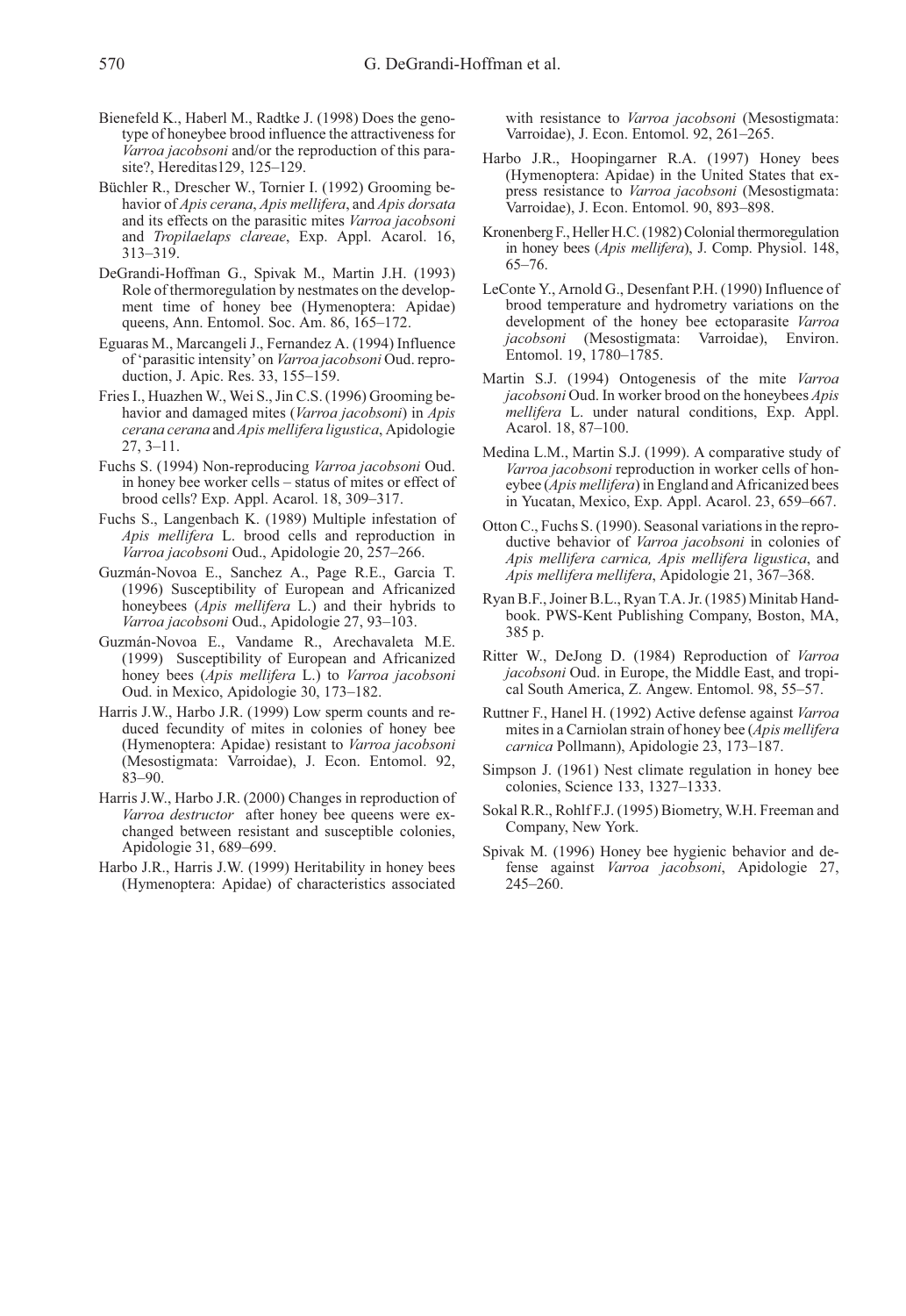Bienefeld K., Haberl M., Radtke J. (1998) Does the genotype of honeybee brood influence the attractiveness for *Varroa jacobsoni* and/or the reproduction of this parasite?, Hereditas129, 125–129.

Büchler R., Drescher W., Tornier I. (1992) Grooming behavior of *Apis cerana*, *Apis mellifera*, and *Apis dorsata* and its effects on the parasitic mites *Varroa jacobsoni* and *Tropilaelaps clareae*, Exp. Appl. Acarol. 16, 313–319.

DeGrandi-Hoffman G., Spivak M., Martin J.H. (1993) Role of thermoregulation by nestmates on the development time of honey bee (Hymenoptera: Apidae) queens, Ann. Entomol. Soc. Am. 86, 165–172.

Eguaras M., Marcangeli J., Fernandez A. (1994) Influence of 'parasitic intensity' on *Varroa jacobsoni* Oud. reproduction, J. Apic. Res. 33, 155–159.

Fries I., Huazhen W., Wei S., Jin C.S. (1996) Grooming behavior and damaged mites (*Varroa jacobsoni*) in *Apis cerana cerana* and *Apis mellifera ligustica*, Apidologie 27, 3–11.

Fuchs S. (1994) Non-reproducing *Varroa jacobsoni* Oud. in honey bee worker cells – status of mites or effect of brood cells? Exp. Appl. Acarol. 18, 309–317.

Fuchs S., Langenbach K. (1989) Multiple infestation of *Apis mellifera* L. brood cells and reproduction in *Varroa jacobsoni* Oud., Apidologie 20, 257–266.

Guzmán-Novoa E., Sanchez A., Page R.E., Garcia T. (1996) Susceptibility of European and Africanized honeybees (*Apis mellifera* L.) and their hybrids to *Varroa jacobsoni* Oud., Apidologie 27, 93–103.

Guzmán-Novoa E., Vandame R., Arechavaleta M.E. (1999) Susceptibility of European and Africanized honey bees (*Apis mellifera* L.) to *Varroa jacobsoni* Oud. in Mexico, Apidologie 30, 173–182.

Harris J.W., Harbo J.R. (1999) Low sperm counts and reduced fecundity of mites in colonies of honey bee (Hymenoptera: Apidae) resistant to *Varroa jacobsoni* (Mesostigmata: Varroidae), J. Econ. Entomol. 92, 83–90.

Harris J.W., Harbo J.R. (2000) Changes in reproduction of *Varroa destructor* after honey bee queens were exchanged between resistant and susceptible colonies, Apidologie 31, 689–699.

Harbo J.R., Harris J.W. (1999) Heritability in honey bees (Hymenoptera: Apidae) of characteristics associated with resistance to *Varroa jacobsoni* (Mesostigmata: Varroidae), J. Econ. Entomol. 92, 261–265.

Harbo J.R., Hoopingarner R.A. (1997) Honey bees (Hymenoptera: Apidae) in the United States that express resistance to *Varroa jacobsoni* (Mesostigmata: Varroidae), J. Econ. Entomol. 90, 893–898.

Kronenberg F., Heller H.C. (1982) Colonial thermoregulation in honey bees (*Apis mellifera*), J. Comp. Physiol. 148, 65–76.

LeConte Y., Arnold G., Desenfant P.H. (1990) Influence of brood temperature and hydrometry variations on the development of the honey bee ectoparasite *Varroa jacobsoni* (Mesostigmata: Varroidae), Environ. Entomol. 19, 1780–1785.

Martin S.J. (1994) Ontogenesis of the mite *Varroa jacobsoni* Oud. In worker brood on the honeybees *Apis mellifera* L. under natural conditions, Exp. Appl. Acarol. 18, 87–100.

Medina L.M., Martin S.J. (1999). A comparative study of *Varroa jacobsoni* reproduction in worker cells of honeybee (*Apis mellifera*) in England and Africanized bees in Yucatan, Mexico, Exp. Appl. Acarol. 23, 659–667.

Otton C., Fuchs S. (1990). Seasonal variations in the reproductive behavior of *Varroa jacobsoni* in colonies of *Apis mellifera carnica, Apis mellifera ligustica*, and *Apis mellifera mellifera*, Apidologie 21, 367–368.

Ryan B.F., Joiner B.L., Ryan T.A. Jr. (1985) Minitab Handbook. PWS-Kent Publishing Company, Boston, MA, 385 p.

Ritter W., DeJong D. (1984) Reproduction of *Varroa jacobsoni* Oud. in Europe, the Middle East, and tropical South America, Z. Angew. Entomol. 98, 55–57.

Ruttner F., Hanel H. (1992) Active defense against *Varroa* mites in a Carniolan strain of honey bee (*Apis mellifera carnica* Pollmann), Apidologie 23, 173–187.

Simpson J. (1961) Nest climate regulation in honey bee colonies, Science 133, 1327–1333.

Sokal R.R., Rohlf F.J. (1995) Biometry, W.H. Freeman and Company, New York.

Spivak M. (1996) Honey bee hygienic behavior and defense against *Varroa jacobsoni*, Apidologie 27, 245–260.